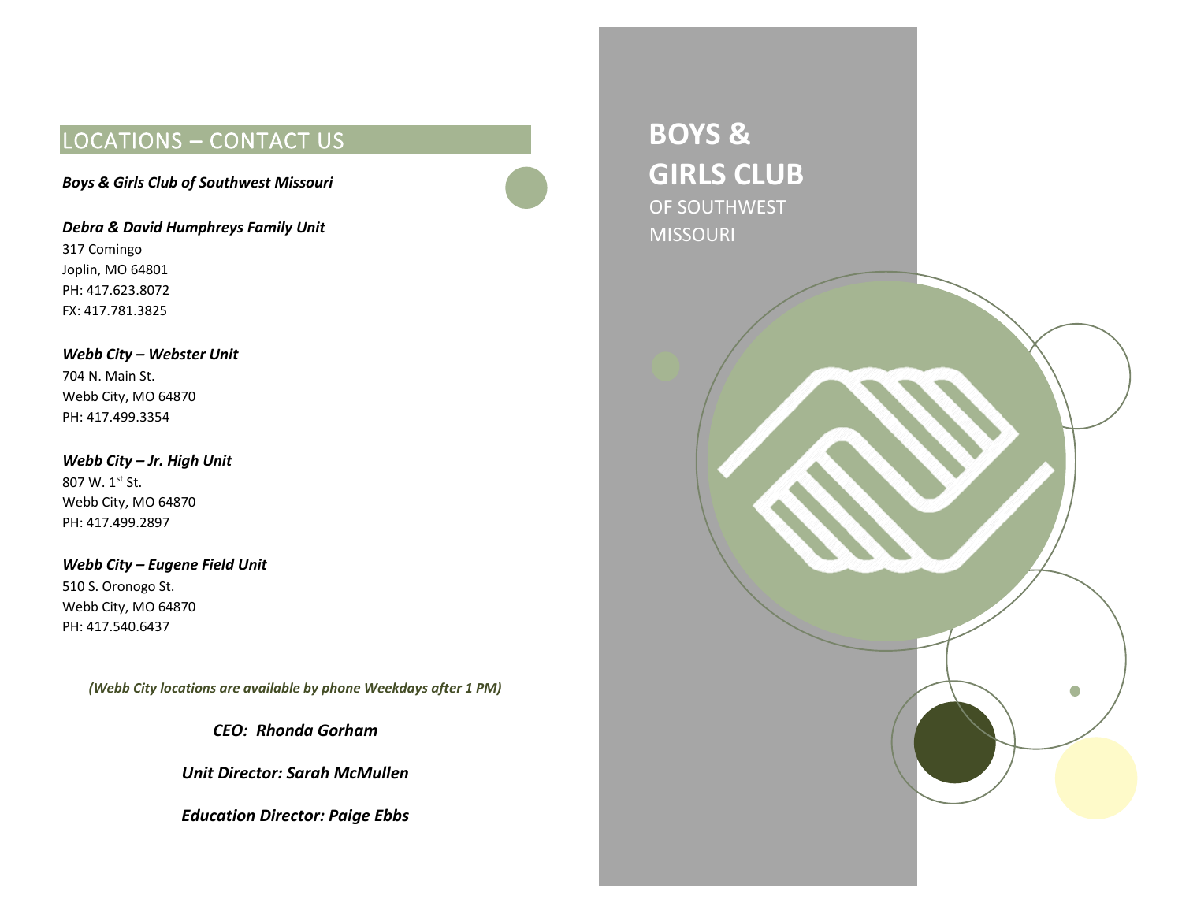## LOCATIONS – CONTACT US

***Boys & Girls Club of Southwest Missouri***

***Debra & David Humphreys Family Unit***
317 Comingo
Joplin, MO 64801
PH: 417.623.8072
FX: 417.781.3825

***Webb City – Webster Unit***
704 N. Main St.
Webb City, MO 64870
PH: 417.499.3354

***Webb City – Jr. High Unit***
807 W. 1st St.
Webb City, MO 64870
PH: 417.499.2897

***Webb City – Eugene Field Unit***
510 S. Oronogo St.
Webb City, MO 64870
PH: 417.540.6437

***(Webb City locations are available by phone Weekdays after 1 PM)***

***CEO: Rhonda Gorham***

***Unit Director: Sarah McMullen***

***Education Director: Paige Ebbs***

# BOYS & GIRLS CLUB
OF SOUTHWEST MISSOURI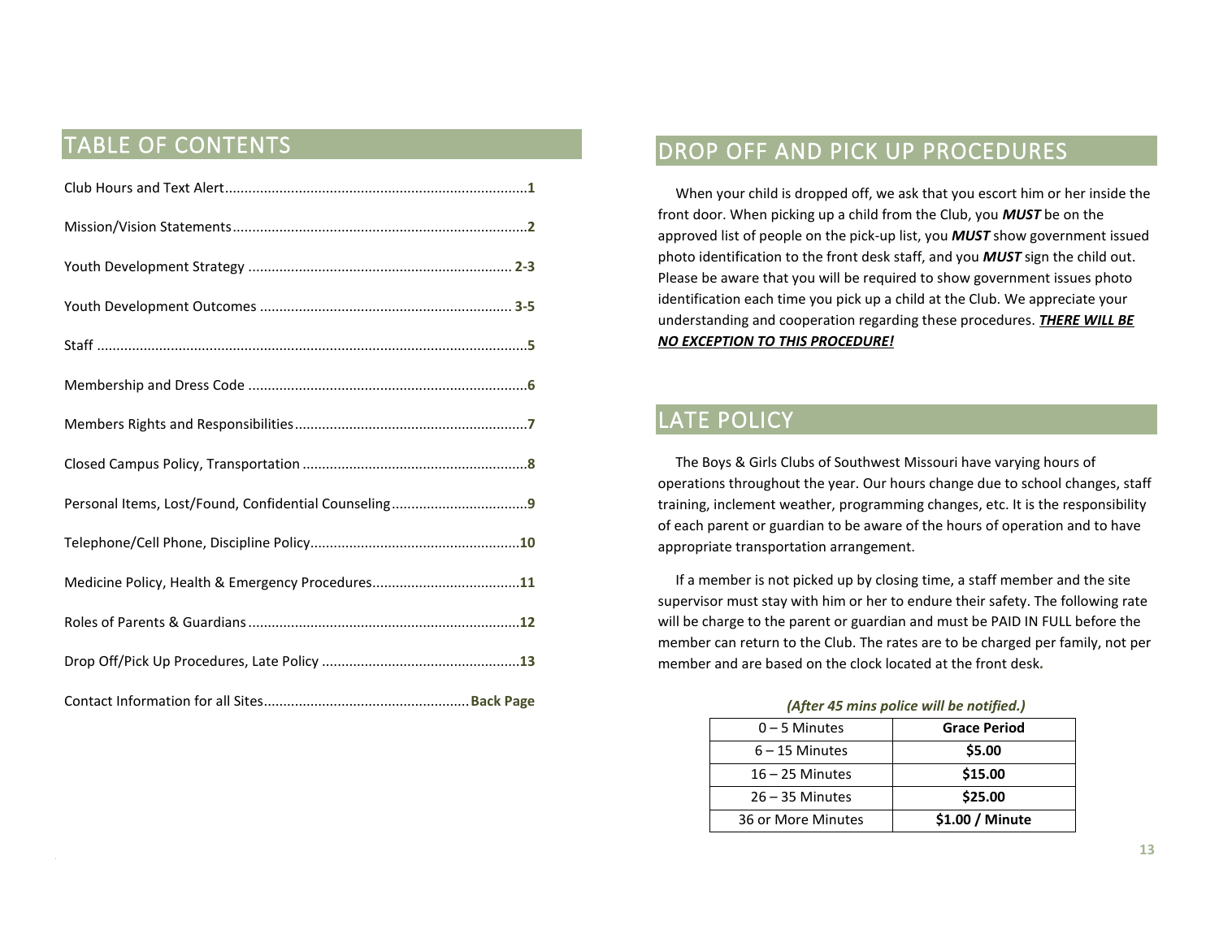## TABLE OF CONTENTS

Club Hours and Text Alert............................................................................**1**

Mission/Vision Statements...........................................................................**2**

Youth Development Strategy .................................................................... **2-3**

Youth Development Outcomes ................................................................. **3-5**

Staff ...............................................................................................................**5**

Membership and Dress Code .......................................................................**6**

Members Rights and Responsibilities...........................................................**7**

Closed Campus Policy, Transportation .........................................................**8**

Personal Items, Lost/Found, Confidential Counseling..................................**9**

Telephone/Cell Phone, Discipline Policy......................................................**10**

Medicine Policy, Health & Emergency Procedures......................................**11**

Roles of Parents & Guardians......................................................................**12**

Drop Off/Pick Up Procedures, Late Policy ..................................................**13**

Contact Information for all Sites....................................................**Back Page**

## DROP OFF AND PICK UP PROCEDURES

When your child is dropped off, we ask that you escort him or her inside the front door. When picking up a child from the Club, you ***MUST*** be on the approved list of people on the pick-up list, you ***MUST*** show government issued photo identification to the front desk staff, and you ***MUST*** sign the child out. Please be aware that you will be required to show government issues photo identification each time you pick up a child at the Club. We appreciate your understanding and cooperation regarding these procedures. ***<u>THERE WILL BE NO EXCEPTION TO THIS PROCEDURE!</u>***

## LATE POLICY

The Boys & Girls Clubs of Southwest Missouri have varying hours of operations throughout the year. Our hours change due to school changes, staff training, inclement weather, programming changes, etc. It is the responsibility of each parent or guardian to be aware of the hours of operation and to have appropriate transportation arrangement.

If a member is not picked up by closing time, a staff member and the site supervisor must stay with him or her to endure their safety. The following rate will be charge to the parent or guardian and must be PAID IN FULL before the member can return to the Club. The rates are to be charged per family, not per member and are based on the clock located at the front desk.

***(After 45 mins police will be notified.)***

| | |
|---|---|
| 0 – 5 Minutes | **Grace Period** |
| 6 – 15 Minutes | **$5.00** |
| 16 – 25 Minutes | **$15.00** |
| 26 – 35 Minutes | **$25.00** |
| 36 or More Minutes | **$1.00 / Minute** |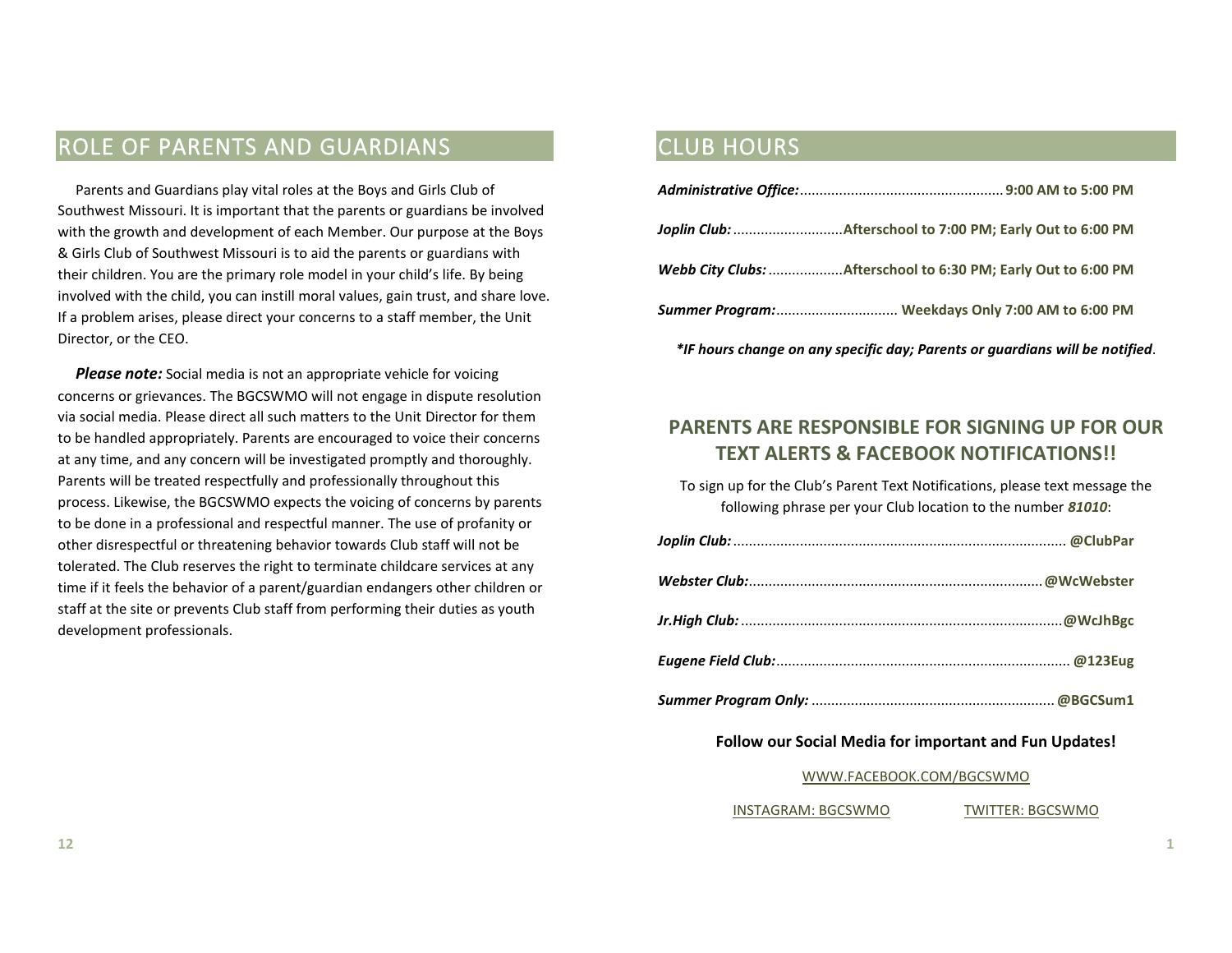## ROLE OF PARENTS AND GUARDIANS

Parents and Guardians play vital roles at the Boys and Girls Club of Southwest Missouri. It is important that the parents or guardians be involved with the growth and development of each Member. Our purpose at the Boys & Girls Club of Southwest Missouri is to aid the parents or guardians with their children. You are the primary role model in your child's life. By being involved with the child, you can instill moral values, gain trust, and share love. If a problem arises, please direct your concerns to a staff member, the Unit Director, or the CEO.

***Please note:*** Social media is not an appropriate vehicle for voicing concerns or grievances. The BGCSWMO will not engage in dispute resolution via social media. Please direct all such matters to the Unit Director for them to be handled appropriately. Parents are encouraged to voice their concerns at any time, and any concern will be investigated promptly and thoroughly. Parents will be treated respectfully and professionally throughout this process. Likewise, the BGCSWMO expects the voicing of concerns by parents to be done in a professional and respectful manner. The use of profanity or other disrespectful or threatening behavior towards Club staff will not be tolerated. The Club reserves the right to terminate childcare services at any time if it feels the behavior of a parent/guardian endangers other children or staff at the site or prevents Club staff from performing their duties as youth development professionals.

## CLUB HOURS

***Administrative Office:*** .................................................... **9:00 AM to 5:00 PM**

***Joplin Club:*** ............................**Afterschool to 7:00 PM; Early Out to 6:00 PM**

***Webb City Clubs:*** ...................**Afterschool to 6:30 PM; Early Out to 6:00 PM**

***Summer Program:*** ............................... **Weekdays Only 7:00 AM to 6:00 PM**

***\*IF hours change on any specific day; Parents or guardians will be notified***.

### PARENTS ARE RESPONSIBLE FOR SIGNING UP FOR OUR TEXT ALERTS & FACEBOOK NOTIFICATIONS!!

To sign up for the Club's Parent Text Notifications, please text message the following phrase per your Club location to the number ***81010***:

***Joplin Club:*** .................................................................................... **@ClubPar**

***Webster Club:*** ........................................................................... **@WcWebster**

***Jr.High Club:*** ................................................................................. **@WcJhBgc**

***Eugene Field Club:*** .......................................................................... **@123Eug**

***Summer Program Only:*** ............................................................ **@BGCSum1**

**Follow our Social Media for important and Fun Updates!**

WWW.FACEBOOK.COM/BGCSWMO

INSTAGRAM: BGCSWMO TWITTER: BGCSWMO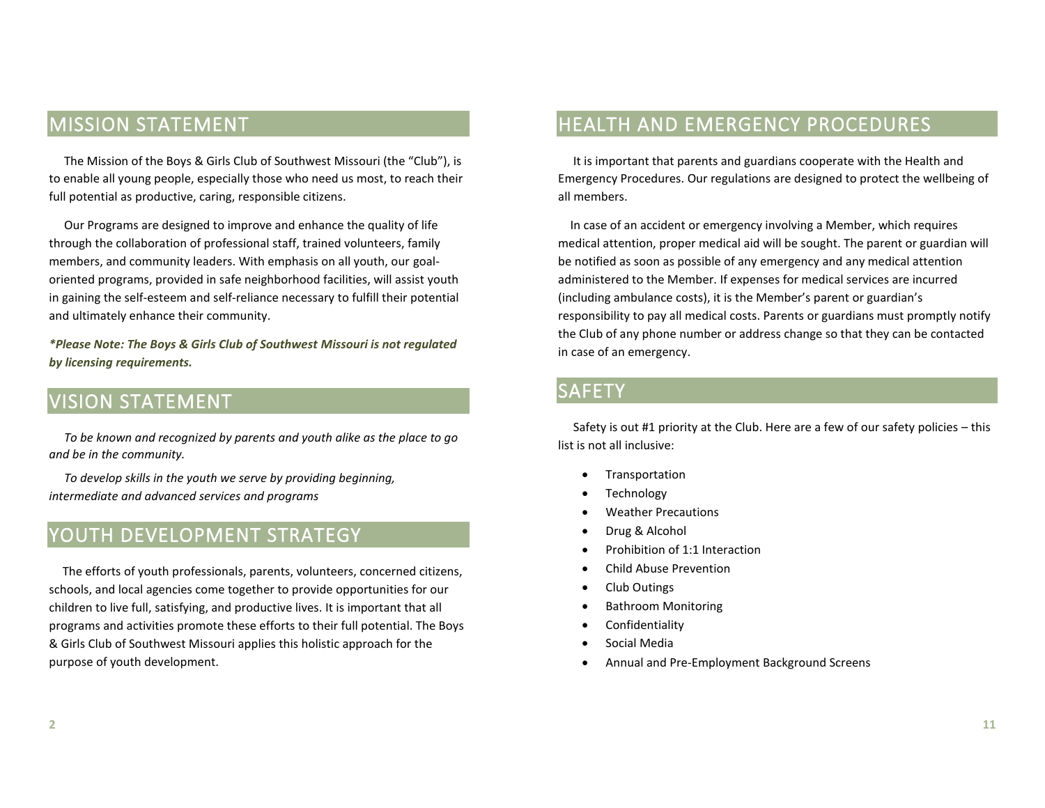## MISSION STATEMENT

The Mission of the Boys & Girls Club of Southwest Missouri (the "Club"), is to enable all young people, especially those who need us most, to reach their full potential as productive, caring, responsible citizens.

Our Programs are designed to improve and enhance the quality of life through the collaboration of professional staff, trained volunteers, family members, and community leaders. With emphasis on all youth, our goal-oriented programs, provided in safe neighborhood facilities, will assist youth in gaining the self-esteem and self-reliance necessary to fulfill their potential and ultimately enhance their community.

***Please Note: The Boys & Girls Club of Southwest Missouri is not regulated by licensing requirements.***

## VISION STATEMENT

*To be known and recognized by parents and youth alike as the place to go and be in the community.*

*To develop skills in the youth we serve by providing beginning, intermediate and advanced services and programs*

## YOUTH DEVELOPMENT STRATEGY

The efforts of youth professionals, parents, volunteers, concerned citizens, schools, and local agencies come together to provide opportunities for our children to live full, satisfying, and productive lives. It is important that all programs and activities promote these efforts to their full potential. The Boys & Girls Club of Southwest Missouri applies this holistic approach for the purpose of youth development.

## HEALTH AND EMERGENCY PROCEDURES

It is important that parents and guardians cooperate with the Health and Emergency Procedures. Our regulations are designed to protect the wellbeing of all members.

In case of an accident or emergency involving a Member, which requires medical attention, proper medical aid will be sought. The parent or guardian will be notified as soon as possible of any emergency and any medical attention administered to the Member. If expenses for medical services are incurred (including ambulance costs), it is the Member's parent or guardian's responsibility to pay all medical costs. Parents or guardians must promptly notify the Club of any phone number or address change so that they can be contacted in case of an emergency.

## SAFETY

Safety is out #1 priority at the Club. Here are a few of our safety policies – this list is not all inclusive:

- Transportation
- Technology
- Weather Precautions
- Drug & Alcohol
- Prohibition of 1:1 Interaction
- Child Abuse Prevention
- Club Outings
- Bathroom Monitoring
- Confidentiality
- Social Media
- Annual and Pre-Employment Background Screens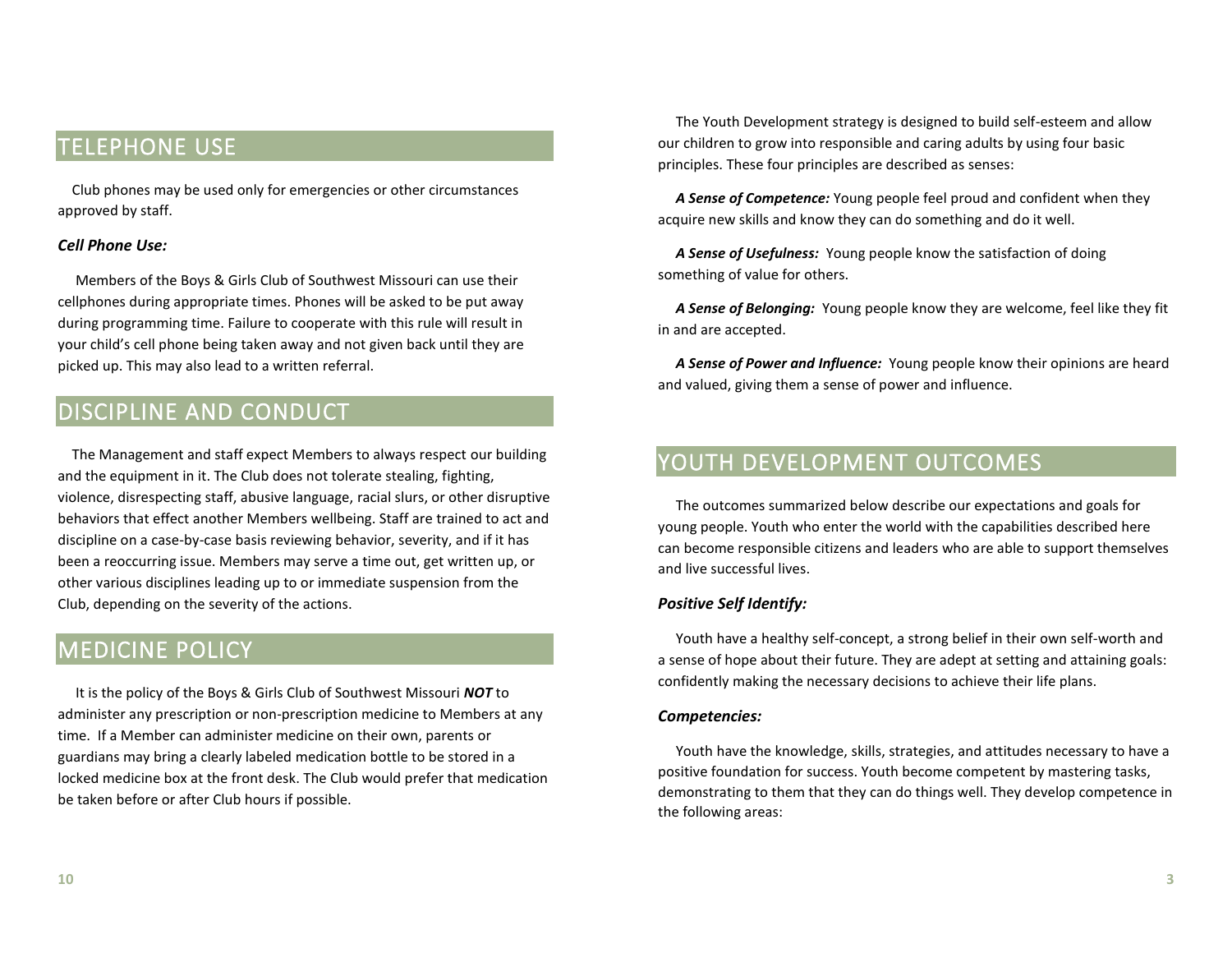## TELEPHONE USE

Club phones may be used only for emergencies or other circumstances approved by staff.

***Cell Phone Use:***

Members of the Boys & Girls Club of Southwest Missouri can use their cellphones during appropriate times. Phones will be asked to be put away during programming time. Failure to cooperate with this rule will result in your child's cell phone being taken away and not given back until they are picked up. This may also lead to a written referral.

## DISCIPLINE AND CONDUCT

The Management and staff expect Members to always respect our building and the equipment in it. The Club does not tolerate stealing, fighting, violence, disrespecting staff, abusive language, racial slurs, or other disruptive behaviors that effect another Members wellbeing. Staff are trained to act and discipline on a case-by-case basis reviewing behavior, severity, and if it has been a reoccurring issue. Members may serve a time out, get written up, or other various disciplines leading up to or immediate suspension from the Club, depending on the severity of the actions.

## MEDICINE POLICY

It is the policy of the Boys & Girls Club of Southwest Missouri ***NOT*** to administer any prescription or non-prescription medicine to Members at any time. If a Member can administer medicine on their own, parents or guardians may bring a clearly labeled medication bottle to be stored in a locked medicine box at the front desk. The Club would prefer that medication be taken before or after Club hours if possible.

The Youth Development strategy is designed to build self-esteem and allow our children to grow into responsible and caring adults by using four basic principles. These four principles are described as senses:

***A Sense of Competence:*** Young people feel proud and confident when they acquire new skills and know they can do something and do it well.

***A Sense of Usefulness:*** Young people know the satisfaction of doing something of value for others.

***A Sense of Belonging:*** Young people know they are welcome, feel like they fit in and are accepted.

***A Sense of Power and Influence:*** Young people know their opinions are heard and valued, giving them a sense of power and influence.

## YOUTH DEVELOPMENT OUTCOMES

The outcomes summarized below describe our expectations and goals for young people. Youth who enter the world with the capabilities described here can become responsible citizens and leaders who are able to support themselves and live successful lives.

***Positive Self Identify:***

Youth have a healthy self-concept, a strong belief in their own self-worth and a sense of hope about their future. They are adept at setting and attaining goals: confidently making the necessary decisions to achieve their life plans.

***Competencies:***

Youth have the knowledge, skills, strategies, and attitudes necessary to have a positive foundation for success. Youth become competent by mastering tasks, demonstrating to them that they can do things well. They develop competence in the following areas: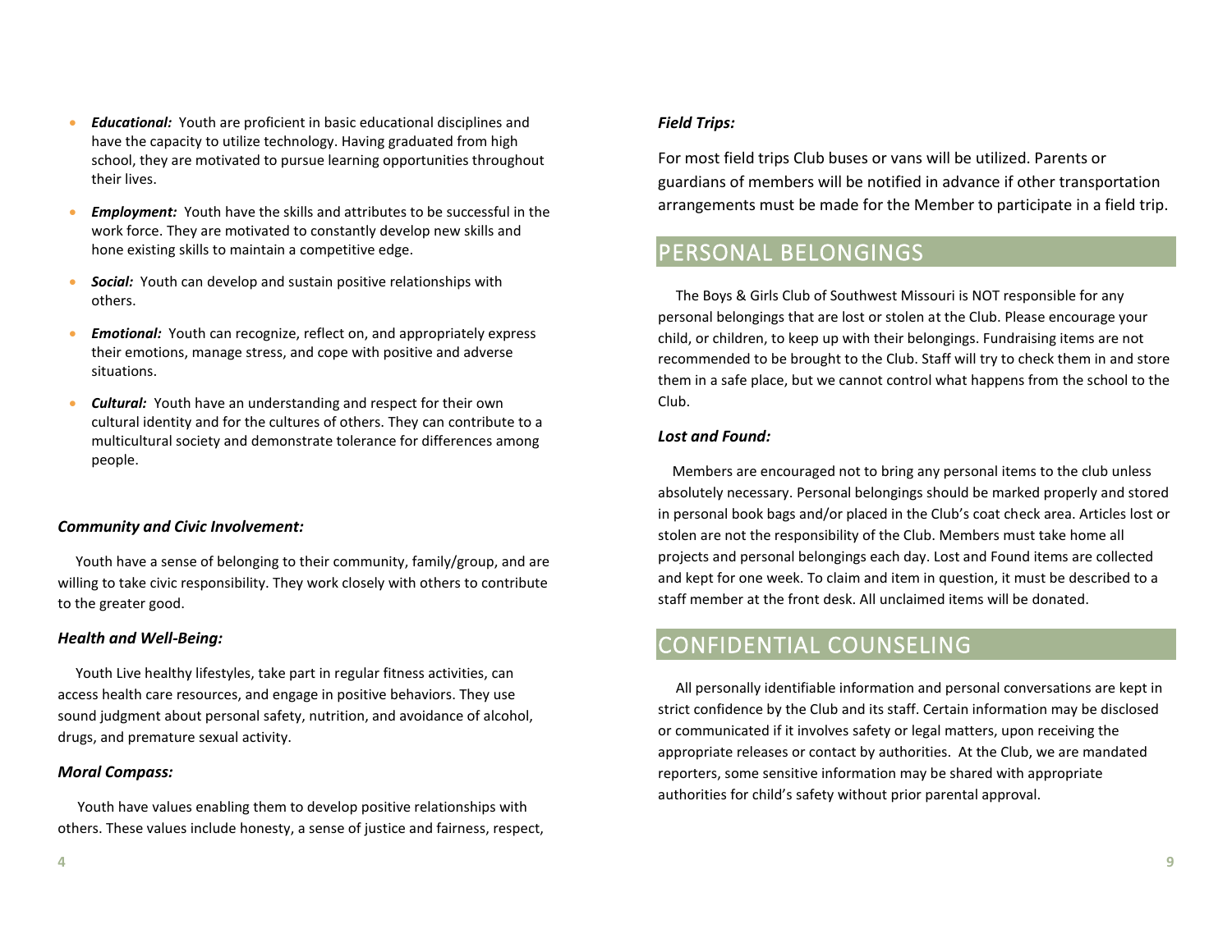- ***Educational:*** Youth are proficient in basic educational disciplines and have the capacity to utilize technology. Having graduated from high school, they are motivated to pursue learning opportunities throughout their lives.
- ***Employment:*** Youth have the skills and attributes to be successful in the work force. They are motivated to constantly develop new skills and hone existing skills to maintain a competitive edge.
- ***Social:*** Youth can develop and sustain positive relationships with others.
- ***Emotional:*** Youth can recognize, reflect on, and appropriately express their emotions, manage stress, and cope with positive and adverse situations.
- ***Cultural:*** Youth have an understanding and respect for their own cultural identity and for the cultures of others. They can contribute to a multicultural society and demonstrate tolerance for differences among people.

***Community and Civic Involvement:***

Youth have a sense of belonging to their community, family/group, and are willing to take civic responsibility. They work closely with others to contribute to the greater good.

***Health and Well-Being:***

Youth Live healthy lifestyles, take part in regular fitness activities, can access health care resources, and engage in positive behaviors. They use sound judgment about personal safety, nutrition, and avoidance of alcohol, drugs, and premature sexual activity.

***Moral Compass:***

Youth have values enabling them to develop positive relationships with others. These values include honesty, a sense of justice and fairness, respect,

***Field Trips:***

For most field trips Club buses or vans will be utilized. Parents or guardians of members will be notified in advance if other transportation arrangements must be made for the Member to participate in a field trip.

## PERSONAL BELONGINGS

The Boys & Girls Club of Southwest Missouri is NOT responsible for any personal belongings that are lost or stolen at the Club. Please encourage your child, or children, to keep up with their belongings. Fundraising items are not recommended to be brought to the Club. Staff will try to check them in and store them in a safe place, but we cannot control what happens from the school to the Club.

***Lost and Found:***

Members are encouraged not to bring any personal items to the club unless absolutely necessary. Personal belongings should be marked properly and stored in personal book bags and/or placed in the Club's coat check area. Articles lost or stolen are not the responsibility of the Club. Members must take home all projects and personal belongings each day. Lost and Found items are collected and kept for one week. To claim and item in question, it must be described to a staff member at the front desk. All unclaimed items will be donated.

## CONFIDENTIAL COUNSELING

All personally identifiable information and personal conversations are kept in strict confidence by the Club and its staff. Certain information may be disclosed or communicated if it involves safety or legal matters, upon receiving the appropriate releases or contact by authorities. At the Club, we are mandated reporters, some sensitive information may be shared with appropriate authorities for child's safety without prior parental approval.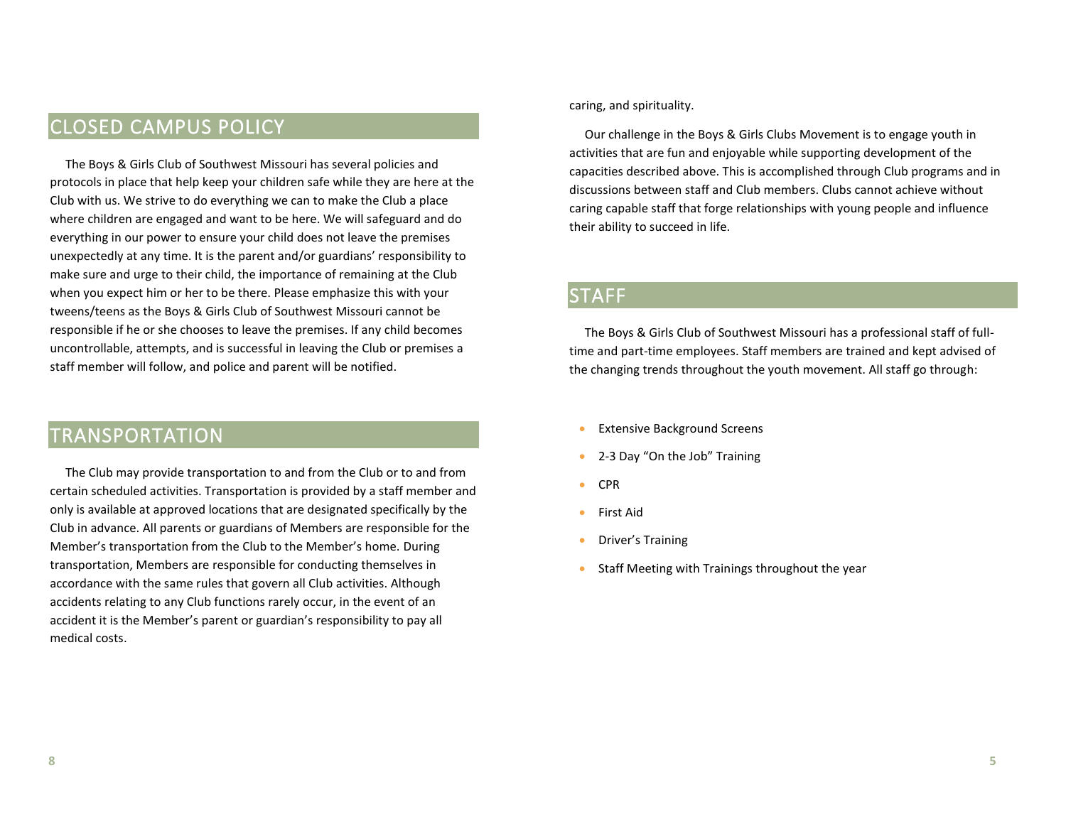## CLOSED CAMPUS POLICY

The Boys & Girls Club of Southwest Missouri has several policies and protocols in place that help keep your children safe while they are here at the Club with us. We strive to do everything we can to make the Club a place where children are engaged and want to be here. We will safeguard and do everything in our power to ensure your child does not leave the premises unexpectedly at any time. It is the parent and/or guardians' responsibility to make sure and urge to their child, the importance of remaining at the Club when you expect him or her to be there. Please emphasize this with your tweens/teens as the Boys & Girls Club of Southwest Missouri cannot be responsible if he or she chooses to leave the premises. If any child becomes uncontrollable, attempts, and is successful in leaving the Club or premises a staff member will follow, and police and parent will be notified.

## TRANSPORTATION

The Club may provide transportation to and from the Club or to and from certain scheduled activities. Transportation is provided by a staff member and only is available at approved locations that are designated specifically by the Club in advance. All parents or guardians of Members are responsible for the Member's transportation from the Club to the Member's home. During transportation, Members are responsible for conducting themselves in accordance with the same rules that govern all Club activities. Although accidents relating to any Club functions rarely occur, in the event of an accident it is the Member's parent or guardian's responsibility to pay all medical costs.

caring, and spirituality.

Our challenge in the Boys & Girls Clubs Movement is to engage youth in activities that are fun and enjoyable while supporting development of the capacities described above. This is accomplished through Club programs and in discussions between staff and Club members. Clubs cannot achieve without caring capable staff that forge relationships with young people and influence their ability to succeed in life.

## STAFF

The Boys & Girls Club of Southwest Missouri has a professional staff of full-time and part-time employees. Staff members are trained and kept advised of the changing trends throughout the youth movement. All staff go through:

- Extensive Background Screens
- 2-3 Day "On the Job" Training
- CPR
- First Aid
- Driver's Training
- Staff Meeting with Trainings throughout the year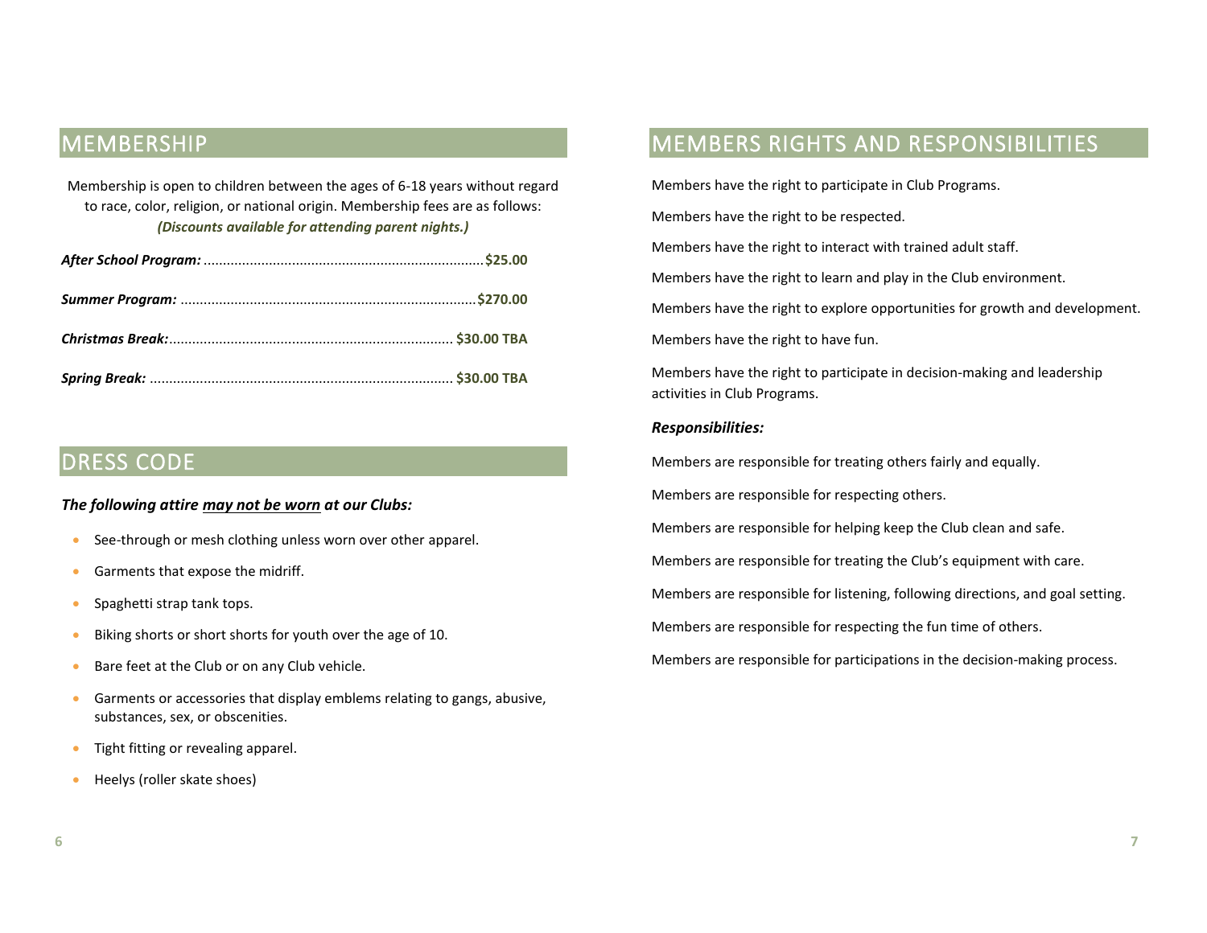## MEMBERSHIP

Membership is open to children between the ages of 6-18 years without regard to race, color, religion, or national origin. Membership fees are as follows:
***(Discounts available for attending parent nights.)***

***After School Program:*** ........................................................................**$25.00**

***Summer Program:*** ...........................................................................**$270.00**

***Christmas Break:***......................................................................... **$30.00 TBA**

***Spring Break:*** ............................................................................. **$30.00 TBA**

## DRESS CODE

***The following attire <u>may not be worn</u> at our Clubs:***

- See-through or mesh clothing unless worn over other apparel.
- Garments that expose the midriff.
- Spaghetti strap tank tops.
- Biking shorts or short shorts for youth over the age of 10.
- Bare feet at the Club or on any Club vehicle.
- Garments or accessories that display emblems relating to gangs, abusive, substances, sex, or obscenities.
- Tight fitting or revealing apparel.
- Heelys (roller skate shoes)

## MEMBERS RIGHTS AND RESPONSIBILITIES

Members have the right to participate in Club Programs.

Members have the right to be respected.

Members have the right to interact with trained adult staff.

Members have the right to learn and play in the Club environment.

Members have the right to explore opportunities for growth and development.

Members have the right to have fun.

Members have the right to participate in decision-making and leadership activities in Club Programs.

***Responsibilities:***

Members are responsible for treating others fairly and equally.

Members are responsible for respecting others.

Members are responsible for helping keep the Club clean and safe.

Members are responsible for treating the Club's equipment with care.

Members are responsible for listening, following directions, and goal setting.

Members are responsible for respecting the fun time of others.

Members are responsible for participations in the decision-making process.